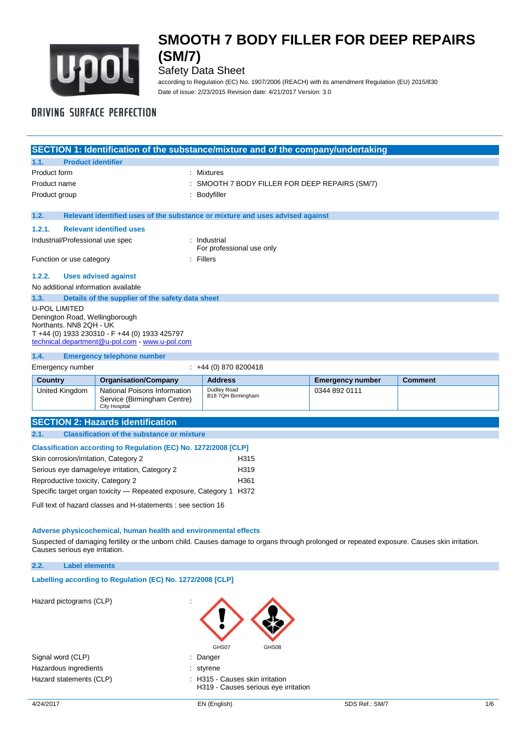# SMOOTH 7 BODY FILLER FOR DEEP REPAIRS (SM/7)

Safety Data Sheet

according to Regulation (EC) No. 1907/2006 (REACH) with its amendment Regulation (EU) 2015/830

Date of issue: 2/23/2015 Revision date: 4/21/2017 Version: 3.0

DRIVING SURFACE PERFECTION

## SECTION 1: Identification of the substance/mixture and of the company/undertaking

### 1.1. Product identifier

Product form : Mixtures

Product name : SMOOTH 7 BODY FILLER FOR DEEP REPAIRS (SM/7)

Product group : Bodyfiller

### 1.2. Relevant identified uses of the substance or mixture and uses advised against

#### 1.2.1. Relevant identified uses

Industrial/Professional use spec : Industrial
For professional use only

Function or use category : Fillers

#### 1.2.2. Uses advised against

No additional information available

### 1.3. Details of the supplier of the safety data sheet

U-POL LIMITED
Denington Road, Wellingborough
Northants. NN8 2QH - UK
T +44 (0) 1933 230310 - F +44 (0) 1933 425797
technical.department@u-pol.com - www.u-pol.com

### 1.4. Emergency telephone number

Emergency number : +44 (0) 870 8200418

| Country | Organisation/Company | Address | Emergency number | Comment |
|---|---|---|---|---|
| United Kingdom | National Poisons Information Service (Birmingham Centre) City Hospital | Dudley Road B18 7QH Birmingham | 0344 892 0111 | |

## SECTION 2: Hazards identification

### 2.1. Classification of the substance or mixture

**Classification according to Regulation (EC) No. 1272/2008 [CLP]**

| | |
|---|---|
| Skin corrosion/irritation, Category 2 | H315 |
| Serious eye damage/eye irritation, Category 2 | H319 |
| Reproductive toxicity, Category 2 | H361 |
| Specific target organ toxicity — Repeated exposure, Category 1 | H372 |

Full text of hazard classes and H-statements : see section 16

**Adverse physicochemical, human health and environmental effects**

Suspected of damaging fertility or the unborn child. Causes damage to organs through prolonged or repeated exposure. Causes skin irritation. Causes serious eye irritation.

### 2.2. Label elements

**Labelling according to Regulation (EC) No. 1272/2008 [CLP]**

Hazard pictograms (CLP) : GHS07 GHS08

Signal word (CLP) : Danger

Hazardous ingredients : styrene

Hazard statements (CLP) : H315 - Causes skin irritation
H319 - Causes serious eye irritation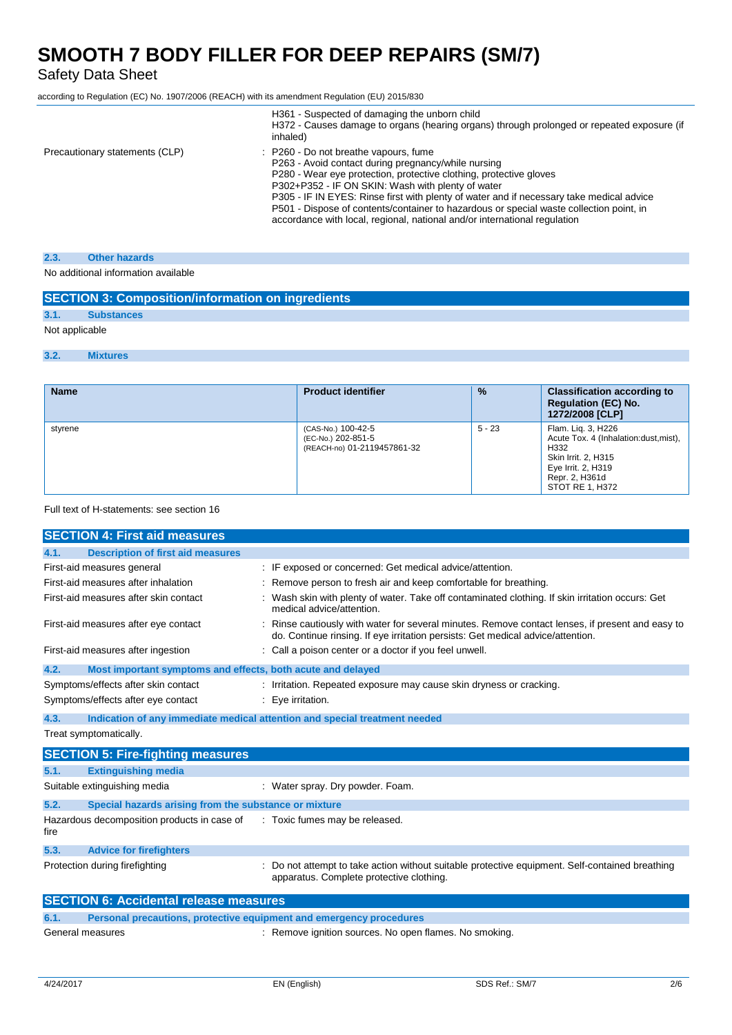| | |
|---|---|
| | H361 - Suspected of damaging the unborn child<br>H372 - Causes damage to organs (hearing organs) through prolonged or repeated exposure (if inhaled) |
| Precautionary statements (CLP) | : P260 - Do not breathe vapours, fume<br>P263 - Avoid contact during pregnancy/while nursing<br>P280 - Wear eye protection, protective clothing, protective gloves<br>P302+P352 - IF ON SKIN: Wash with plenty of water<br>P305 - IF IN EYES: Rinse first with plenty of water and if necessary take medical advice<br>P501 - Dispose of contents/container to hazardous or special waste collection point, in accordance with local, regional, national and/or international regulation |

### 2.3. Other hazards

No additional information available

## SECTION 3: Composition/information on ingredients

### 3.1. Substances

Not applicable

### 3.2. Mixtures

| Name | Product identifier | % | Classification according to Regulation (EC) No. 1272/2008 [CLP] |
|---|---|---|---|
| styrene | (CAS-No.) 100-42-5<br>(EC-No.) 202-851-5<br>(REACH-no) 01-2119457861-32 | 5 - 23 | Flam. Liq. 3, H226<br>Acute Tox. 4 (Inhalation:dust,mist), H332<br>Skin Irrit. 2, H315<br>Eye Irrit. 2, H319<br>Repr. 2, H361d<br>STOT RE 1, H372 |

Full text of H-statements: see section 16

## SECTION 4: First aid measures

### 4.1. Description of first aid measures

| | |
|---|---|
| First-aid measures general | : IF exposed or concerned: Get medical advice/attention. |
| First-aid measures after inhalation | : Remove person to fresh air and keep comfortable for breathing. |
| First-aid measures after skin contact | : Wash skin with plenty of water. Take off contaminated clothing. If skin irritation occurs: Get medical advice/attention. |
| First-aid measures after eye contact | : Rinse cautiously with water for several minutes. Remove contact lenses, if present and easy to do. Continue rinsing. If eye irritation persists: Get medical advice/attention. |
| First-aid measures after ingestion | : Call a poison center or a doctor if you feel unwell. |

### 4.2. Most important symptoms and effects, both acute and delayed

| | |
|---|---|
| Symptoms/effects after skin contact | : Irritation. Repeated exposure may cause skin dryness or cracking. |
| Symptoms/effects after eye contact | : Eye irritation. |

### 4.3. Indication of any immediate medical attention and special treatment needed

Treat symptomatically.

## SECTION 5: Fire-fighting measures

### 5.1. Extinguishing media

| | |
|---|---|
| Suitable extinguishing media | : Water spray. Dry powder. Foam. |

### 5.2. Special hazards arising from the substance or mixture

| | |
|---|---|
| Hazardous decomposition products in case of fire | : Toxic fumes may be released. |

### 5.3. Advice for firefighters

| | |
|---|---|
| Protection during firefighting | : Do not attempt to take action without suitable protective equipment. Self-contained breathing apparatus. Complete protective clothing. |

## SECTION 6: Accidental release measures

### 6.1. Personal precautions, protective equipment and emergency procedures

| | |
|---|---|
| General measures | : Remove ignition sources. No open flames. No smoking. |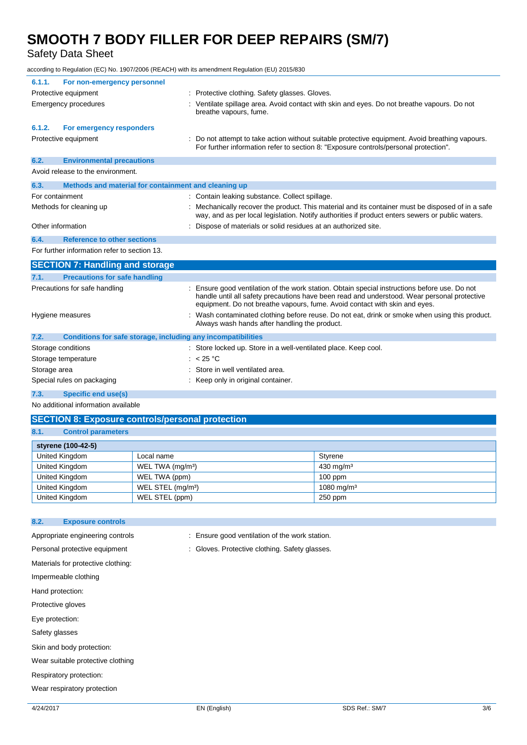#### 6.1.1. For non-emergency personnel

Protective equipment : Protective clothing. Safety glasses. Gloves.

Emergency procedures : Ventilate spillage area. Avoid contact with skin and eyes. Do not breathe vapours. Do not breathe vapours, fume.

#### 6.1.2. For emergency responders

Protective equipment : Do not attempt to take action without suitable protective equipment. Avoid breathing vapours. For further information refer to section 8: "Exposure controls/personal protection".

### 6.2. Environmental precautions

Avoid release to the environment.

### 6.3. Methods and material for containment and cleaning up

For containment : Contain leaking substance. Collect spillage.

Methods for cleaning up : Mechanically recover the product. This material and its container must be disposed of in a safe way, and as per local legislation. Notify authorities if product enters sewers or public waters.

Other information : Dispose of materials or solid residues at an authorized site.

### 6.4. Reference to other sections

For further information refer to section 13.

## SECTION 7: Handling and storage

### 7.1. Precautions for safe handling

Precautions for safe handling : Ensure good ventilation of the work station. Obtain special instructions before use. Do not handle until all safety precautions have been read and understood. Wear personal protective equipment. Do not breathe vapours, fume. Avoid contact with skin and eyes.

Hygiene measures : Wash contaminated clothing before reuse. Do not eat, drink or smoke when using this product. Always wash hands after handling the product.

### 7.2. Conditions for safe storage, including any incompatibilities

Storage conditions : Store locked up. Store in a well-ventilated place. Keep cool.

Storage temperature : < 25 °C

Storage area : Store in well ventilated area.

Special rules on packaging : Keep only in original container.

### 7.3. Specific end use(s)

No additional information available

## SECTION 8: Exposure controls/personal protection

### 8.1. Control parameters

| styrene (100-42-5) | | |
|---|---|---|
| United Kingdom | Local name | Styrene |
| United Kingdom | WEL TWA (mg/m³) | 430 mg/m³ |
| United Kingdom | WEL TWA (ppm) | 100 ppm |
| United Kingdom | WEL STEL (mg/m³) | 1080 mg/m³ |
| United Kingdom | WEL STEL (ppm) | 250 ppm |

### 8.2. Exposure controls

Appropriate engineering controls : Ensure good ventilation of the work station.

Personal protective equipment : Gloves. Protective clothing. Safety glasses.

Materials for protective clothing:

Impermeable clothing

Hand protection:

Protective gloves

Eye protection:

Safety glasses

Skin and body protection:

Wear suitable protective clothing

Respiratory protection:

Wear respiratory protection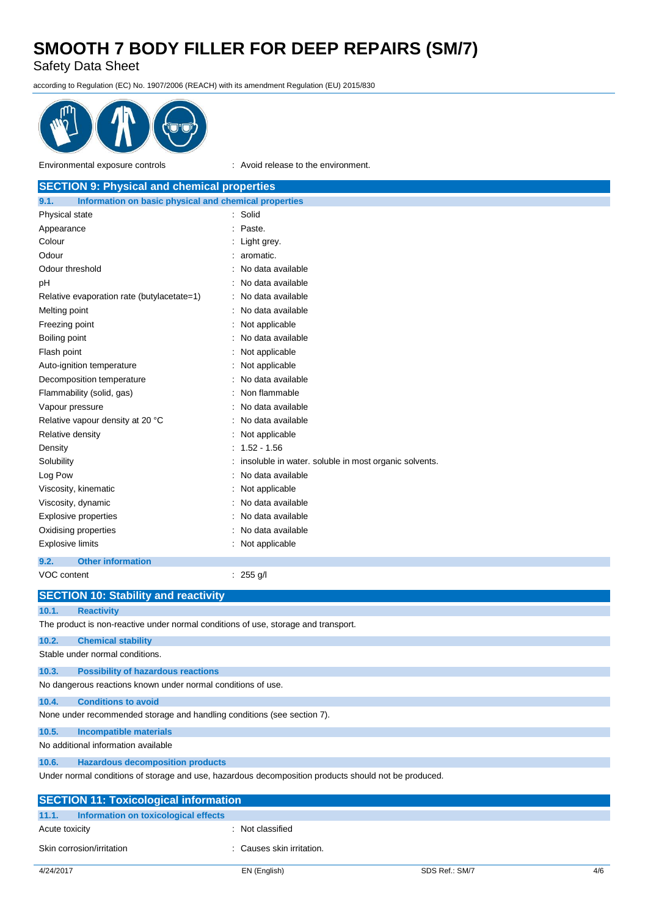Environmental exposure controls : Avoid release to the environment.

## SECTION 9: Physical and chemical properties

### 9.1. Information on basic physical and chemical properties

| | |
|---|---|
| Physical state | : Solid |
| Appearance | : Paste. |
| Colour | : Light grey. |
| Odour | : aromatic. |
| Odour threshold | : No data available |
| pH | : No data available |
| Relative evaporation rate (butylacetate=1) | : No data available |
| Melting point | : No data available |
| Freezing point | : Not applicable |
| Boiling point | : No data available |
| Flash point | : Not applicable |
| Auto-ignition temperature | : Not applicable |
| Decomposition temperature | : No data available |
| Flammability (solid, gas) | : Non flammable |
| Vapour pressure | : No data available |
| Relative vapour density at 20 °C | : No data available |
| Relative density | : Not applicable |
| Density | : 1.52 - 1.56 |
| Solubility | : insoluble in water. soluble in most organic solvents. |
| Log Pow | : No data available |
| Viscosity, kinematic | : Not applicable |
| Viscosity, dynamic | : No data available |
| Explosive properties | : No data available |
| Oxidising properties | : No data available |
| Explosive limits | : Not applicable |

### 9.2. Other information

| | |
|---|---|
| VOC content | : 255 g/l |

## SECTION 10: Stability and reactivity

### 10.1. Reactivity

The product is non-reactive under normal conditions of use, storage and transport.

### 10.2. Chemical stability

Stable under normal conditions.

### 10.3. Possibility of hazardous reactions

No dangerous reactions known under normal conditions of use.

### 10.4. Conditions to avoid

None under recommended storage and handling conditions (see section 7).

### 10.5. Incompatible materials

No additional information available

### 10.6. Hazardous decomposition products

Under normal conditions of storage and use, hazardous decomposition products should not be produced.

## SECTION 11: Toxicological information

### 11.1. Information on toxicological effects

| | |
|---|---|
| Acute toxicity | : Not classified |
| Skin corrosion/irritation | : Causes skin irritation. |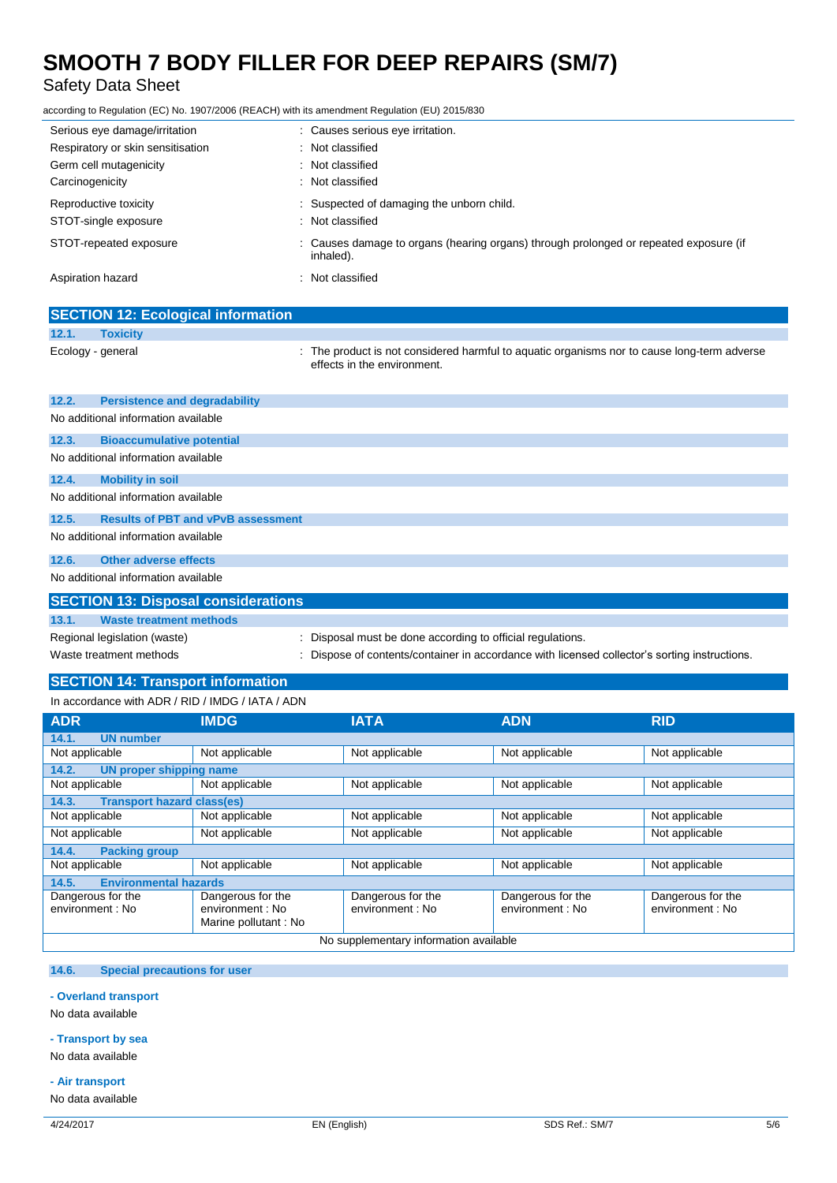| | |
|---|---|
| Serious eye damage/irritation | : Causes serious eye irritation. |
| Respiratory or skin sensitisation | : Not classified |
| Germ cell mutagenicity | : Not classified |
| Carcinogenicity | : Not classified |
| Reproductive toxicity | : Suspected of damaging the unborn child. |
| STOT-single exposure | : Not classified |
| STOT-repeated exposure | : Causes damage to organs (hearing organs) through prolonged or repeated exposure (if inhaled). |
| Aspiration hazard | : Not classified |

## SECTION 12: Ecological information

### 12.1. Toxicity

Ecology - general : The product is not considered harmful to aquatic organisms nor to cause long-term adverse effects in the environment.

### 12.2. Persistence and degradability

No additional information available

### 12.3. Bioaccumulative potential

No additional information available

### 12.4. Mobility in soil

No additional information available

### 12.5. Results of PBT and vPvB assessment

No additional information available

### 12.6. Other adverse effects

No additional information available

## SECTION 13: Disposal considerations

### 13.1. Waste treatment methods

Regional legislation (waste) : Disposal must be done according to official regulations.

Waste treatment methods : Dispose of contents/container in accordance with licensed collector's sorting instructions.

## SECTION 14: Transport information

In accordance with ADR / RID / IMDG / IATA / ADN

| ADR | IMDG | IATA | ADN | RID |
|---|---|---|---|---|
| **14.1. UN number** | | | | |
| Not applicable | Not applicable | Not applicable | Not applicable | Not applicable |
| **14.2. UN proper shipping name** | | | | |
| Not applicable | Not applicable | Not applicable | Not applicable | Not applicable |
| **14.3. Transport hazard class(es)** | | | | |
| Not applicable | Not applicable | Not applicable | Not applicable | Not applicable |
| Not applicable | Not applicable | Not applicable | Not applicable | Not applicable |
| **14.4. Packing group** | | | | |
| Not applicable | Not applicable | Not applicable | Not applicable | Not applicable |
| **14.5. Environmental hazards** | | | | |
| Dangerous for the environment : No | Dangerous for the environment : No<br>Marine pollutant : No | Dangerous for the environment : No | Dangerous for the environment : No | Dangerous for the environment : No |
| No supplementary information available | | | | |

### 14.6. Special precautions for user

**- Overland transport**

No data available

**- Transport by sea**

No data available

**- Air transport**

No data available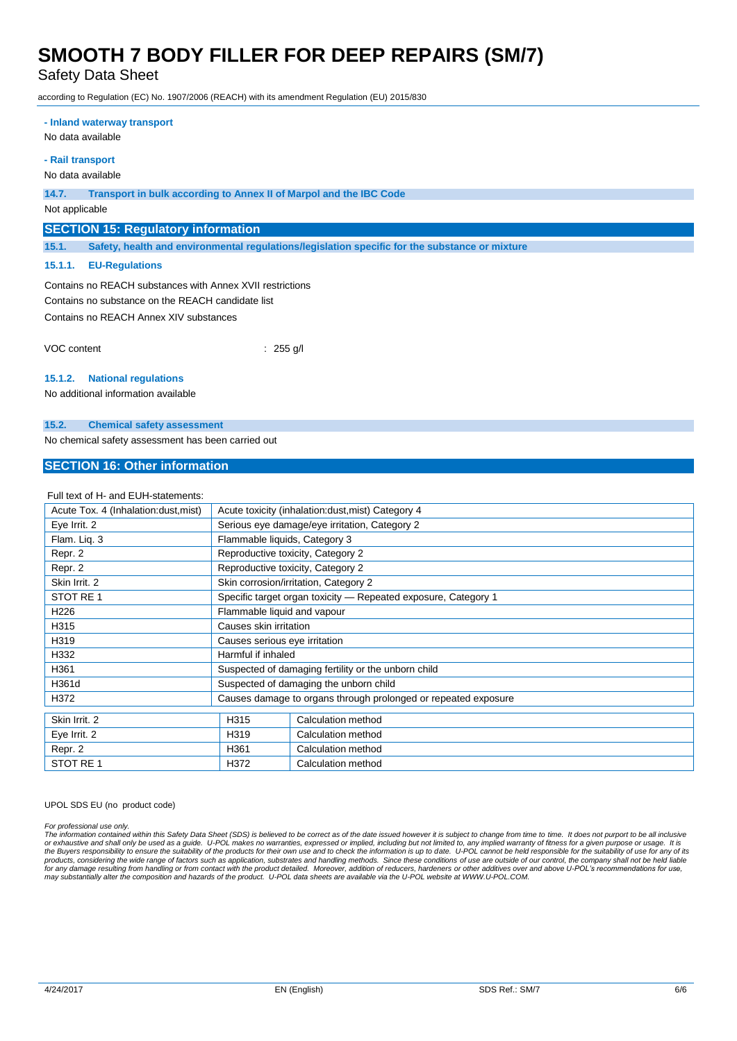**- Inland waterway transport**

No data available

**- Rail transport**

No data available

**14.7. Transport in bulk according to Annex II of Marpol and the IBC Code**

Not applicable

## SECTION 15: Regulatory information

### 15.1. Safety, health and environmental regulations/legislation specific for the substance or mixture

#### 15.1.1. EU-Regulations

Contains no REACH substances with Annex XVII restrictions

Contains no substance on the REACH candidate list

Contains no REACH Annex XIV substances

VOC content : 255 g/l

#### 15.1.2. National regulations

No additional information available

### 15.2. Chemical safety assessment

No chemical safety assessment has been carried out

## SECTION 16: Other information

Full text of H- and EUH-statements:

| | |
|---|---|
| Acute Tox. 4 (Inhalation:dust,mist) | Acute toxicity (inhalation:dust,mist) Category 4 |
| Eye Irrit. 2 | Serious eye damage/eye irritation, Category 2 |
| Flam. Liq. 3 | Flammable liquids, Category 3 |
| Repr. 2 | Reproductive toxicity, Category 2 |
| Repr. 2 | Reproductive toxicity, Category 2 |
| Skin Irrit. 2 | Skin corrosion/irritation, Category 2 |
| STOT RE 1 | Specific target organ toxicity — Repeated exposure, Category 1 |
| H226 | Flammable liquid and vapour |
| H315 | Causes skin irritation |
| H319 | Causes serious eye irritation |
| H332 | Harmful if inhaled |
| H361 | Suspected of damaging fertility or the unborn child |
| H361d | Suspected of damaging the unborn child |
| H372 | Causes damage to organs through prolonged or repeated exposure |

| | | |
|---|---|---|
| Skin Irrit. 2 | H315 | Calculation method |
| Eye Irrit. 2 | H319 | Calculation method |
| Repr. 2 | H361 | Calculation method |
| STOT RE 1 | H372 | Calculation method |

UPOL SDS EU (no product code)

*For professional use only.*
*The information contained within this Safety Data Sheet (SDS) is believed to be correct as of the date issued however it is subject to change from time to time. It does not purport to be all inclusive or exhaustive and shall only be used as a guide. U-POL makes no warranties, expressed or implied, including but not limited to, any implied warranty of fitness for a given purpose or usage. It is the Buyers responsibility to ensure the suitability of the products for their own use and to check the information is up to date. U-POL cannot be held responsible for the suitability of use for any of its products, considering the wide range of factors such as application, substrates and handling methods. Since these conditions of use are outside of our control, the company shall not be held liable for any damage resulting from handling or from contact with the product detailed. Moreover, addition of reducers, hardeners or other additives over and above U-POL's recommendations for use, may substantially alter the composition and hazards of the product. U-POL data sheets are available via the U-POL website at WWW.U-POL.COM.*